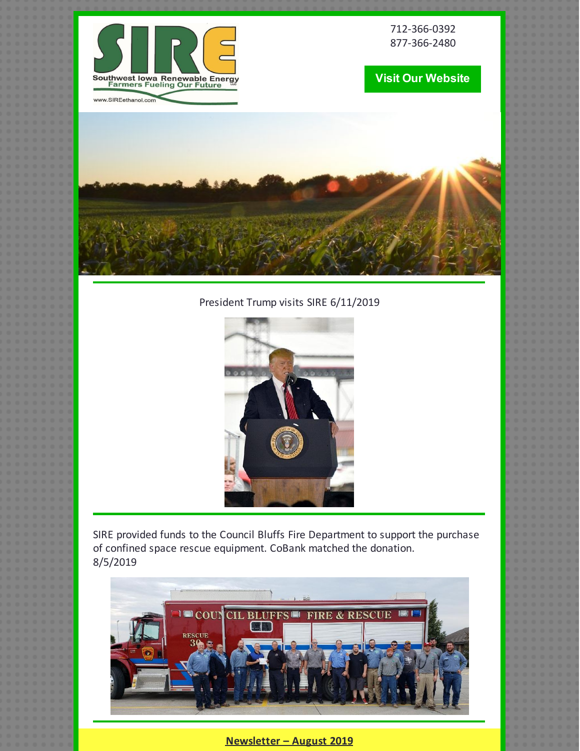SIRE
Southwest Iowa Renewable Energy
Farmers Fueling Our Future
www.SIREethanol.com

712-366-0392
877-366-2480

Visit Our Website

President Trump visits SIRE 6/11/2019

SIRE provided funds to the Council Bluffs Fire Department to support the purchase of confined space rescue equipment. CoBank matched the donation. 8/5/2019

## Newsletter – August 2019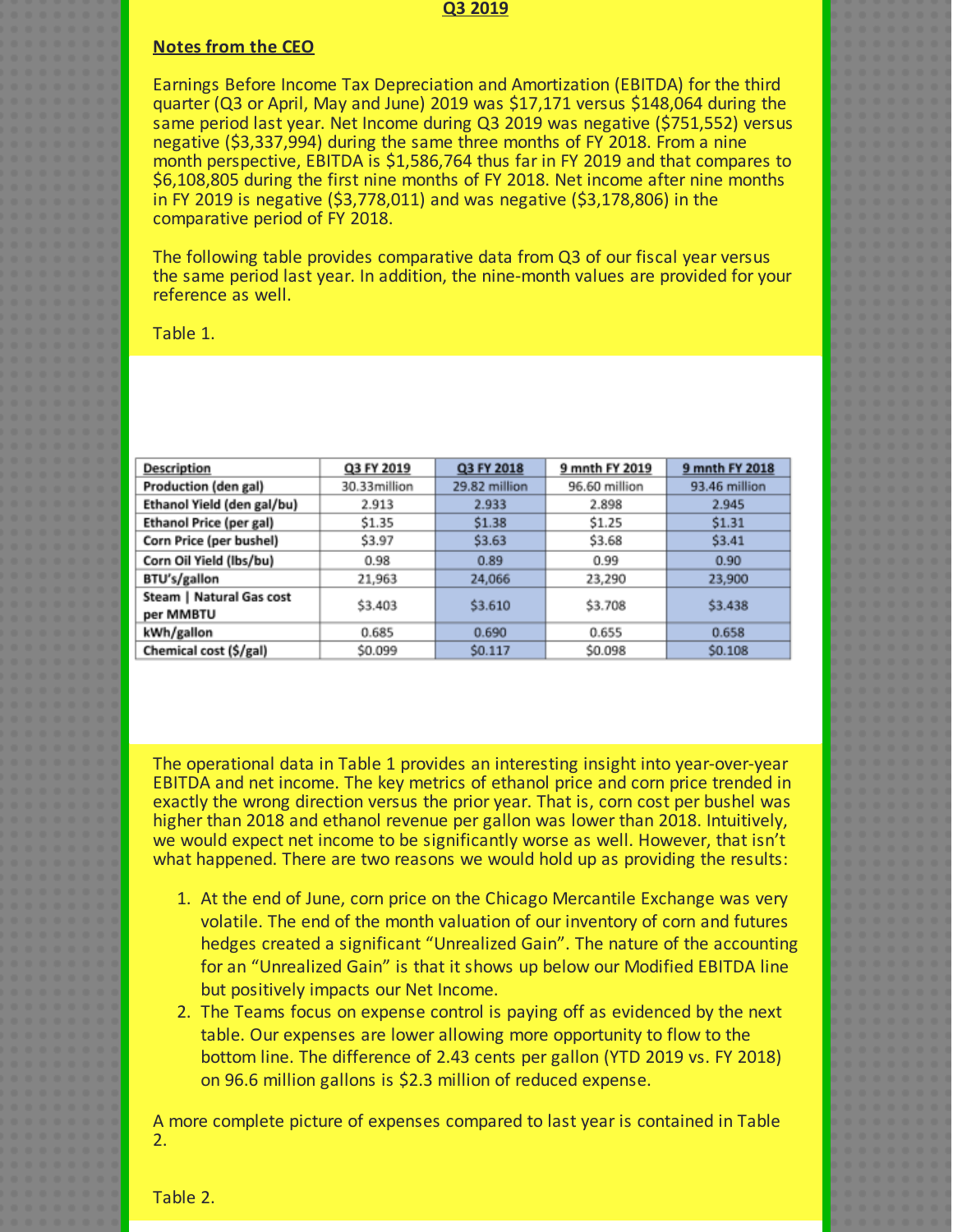## Q3 2019

### Notes from the CEO

Earnings Before Income Tax Depreciation and Amortization (EBITDA) for the third quarter (Q3 or April, May and June) 2019 was $17,171 versus $148,064 during the same period last year. Net Income during Q3 2019 was negative ($751,552) versus negative ($3,337,994) during the same three months of FY 2018. From a nine month perspective, EBITDA is $1,586,764 thus far in FY 2019 and that compares to $6,108,805 during the first nine months of FY 2018. Net income after nine months in FY 2019 is negative ($3,778,011) and was negative ($3,178,806) in the comparative period of FY 2018.

The following table provides comparative data from Q3 of our fiscal year versus the same period last year. In addition, the nine-month values are provided for your reference as well.

Table 1.

| Description | Q3 FY 2019 | Q3 FY 2018 | 9 mnth FY 2019 | 9 mnth FY 2018 |
|---|---|---|---|---|
| Production (den gal) | 30.33million | 29.82 million | 96.60 million | 93.46 million |
| Ethanol Yield (den gal/bu) | 2.913 | 2.933 | 2.898 | 2.945 |
| Ethanol Price (per gal) | $1.35 | $1.38 | $1.25 | $1.31 |
| Corn Price (per bushel) | $3.97 | $3.63 | $3.68 | $3.41 |
| Corn Oil Yield (lbs/bu) | 0.98 | 0.89 | 0.99 | 0.90 |
| BTU's/gallon | 21,963 | 24,066 | 23,290 | 23,900 |
| Steam \| Natural Gas cost per MMBTU | $3.403 | $3.610 | $3.708 | $3.438 |
| kWh/gallon | 0.685 | 0.690 | 0.655 | 0.658 |
| Chemical cost ($/gal) | $0.099 | $0.117 | $0.098 | $0.108 |

The operational data in Table 1 provides an interesting insight into year-over-year EBITDA and net income. The key metrics of ethanol price and corn price trended in exactly the wrong direction versus the prior year. That is, corn cost per bushel was higher than 2018 and ethanol revenue per gallon was lower than 2018. Intuitively, we would expect net income to be significantly worse as well. However, that isn't what happened. There are two reasons we would hold up as providing the results:

1. At the end of June, corn price on the Chicago Mercantile Exchange was very volatile. The end of the month valuation of our inventory of corn and futures hedges created a significant "Unrealized Gain". The nature of the accounting for an "Unrealized Gain" is that it shows up below our Modified EBITDA line but positively impacts our Net Income.
2. The Teams focus on expense control is paying off as evidenced by the next table. Our expenses are lower allowing more opportunity to flow to the bottom line. The difference of 2.43 cents per gallon (YTD 2019 vs. FY 2018) on 96.6 million gallons is $2.3 million of reduced expense.

A more complete picture of expenses compared to last year is contained in Table 2.

Table 2.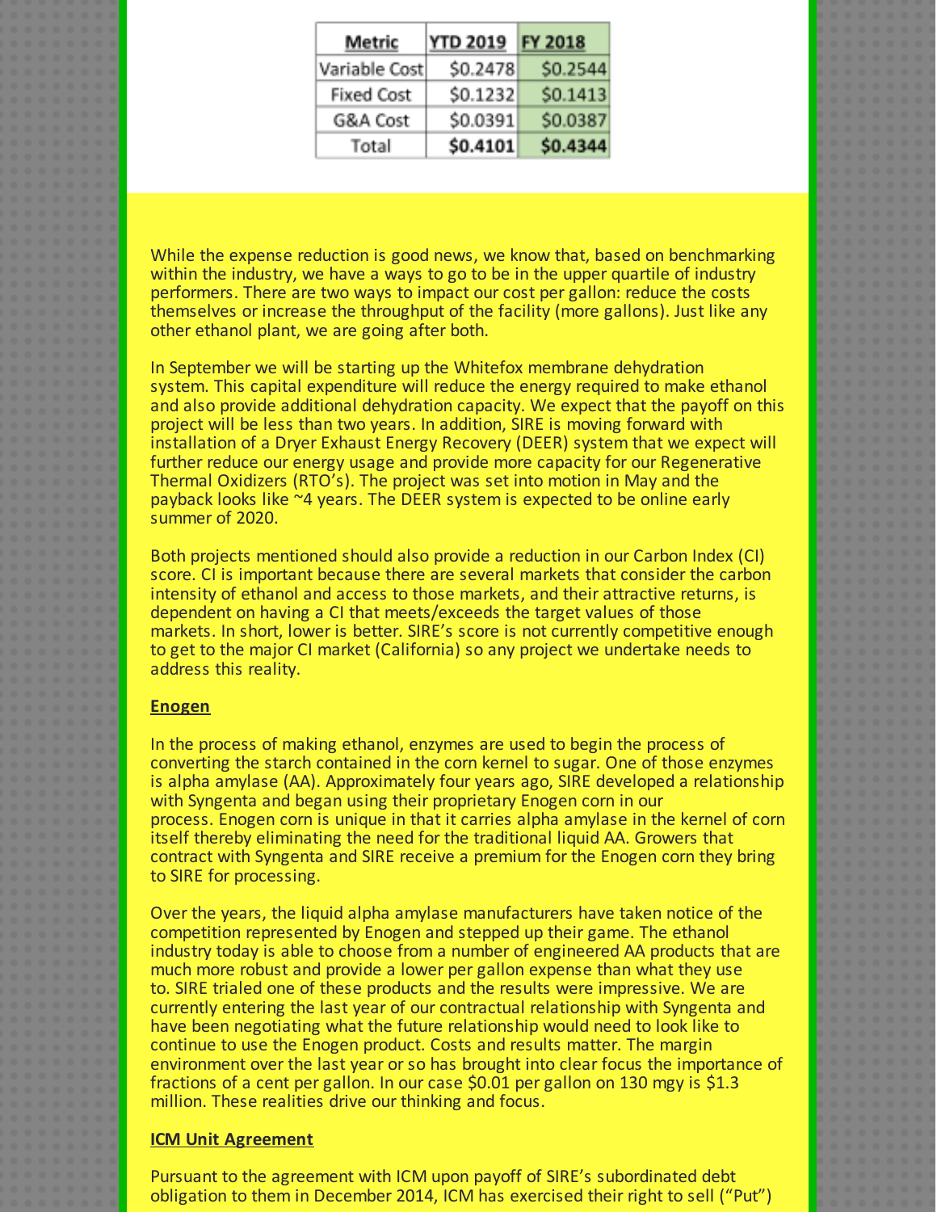| Metric | YTD 2019 | FY 2018 |
| --- | --- | --- |
| Variable Cost | $0.2478 | $0.2544 |
| Fixed Cost | $0.1232 | $0.1413 |
| G&A Cost | $0.0391 | $0.0387 |
| Total | **$0.4101** | **$0.4344** |

While the expense reduction is good news, we know that, based on benchmarking within the industry, we have a ways to go to be in the upper quartile of industry performers. There are two ways to impact our cost per gallon: reduce the costs themselves or increase the throughput of the facility (more gallons). Just like any other ethanol plant, we are going after both.

In September we will be starting up the Whitefox membrane dehydration system. This capital expenditure will reduce the energy required to make ethanol and also provide additional dehydration capacity. We expect that the payoff on this project will be less than two years. In addition, SIRE is moving forward with installation of a Dryer Exhaust Energy Recovery (DEER) system that we expect will further reduce our energy usage and provide more capacity for our Regenerative Thermal Oxidizers (RTO's). The project was set into motion in May and the payback looks like ~4 years. The DEER system is expected to be online early summer of 2020.

Both projects mentioned should also provide a reduction in our Carbon Index (CI) score. CI is important because there are several markets that consider the carbon intensity of ethanol and access to those markets, and their attractive returns, is dependent on having a CI that meets/exceeds the target values of those markets. In short, lower is better. SIRE's score is not currently competitive enough to get to the major CI market (California) so any project we undertake needs to address this reality.

**Enogen**

In the process of making ethanol, enzymes are used to begin the process of converting the starch contained in the corn kernel to sugar. One of those enzymes is alpha amylase (AA). Approximately four years ago, SIRE developed a relationship with Syngenta and began using their proprietary Enogen corn in our process. Enogen corn is unique in that it carries alpha amylase in the kernel of corn itself thereby eliminating the need for the traditional liquid AA. Growers that contract with Syngenta and SIRE receive a premium for the Enogen corn they bring to SIRE for processing.

Over the years, the liquid alpha amylase manufacturers have taken notice of the competition represented by Enogen and stepped up their game. The ethanol industry today is able to choose from a number of engineered AA products that are much more robust and provide a lower per gallon expense than what they use to. SIRE trialed one of these products and the results were impressive. We are currently entering the last year of our contractual relationship with Syngenta and have been negotiating what the future relationship would need to look like to continue to use the Enogen product. Costs and results matter. The margin environment over the last year or so has brought into clear focus the importance of fractions of a cent per gallon. In our case $0.01 per gallon on 130 mgy is $1.3 million. These realities drive our thinking and focus.

**ICM Unit Agreement**

Pursuant to the agreement with ICM upon payoff of SIRE's subordinated debt obligation to them in December 2014, ICM has exercised their right to sell ("Put")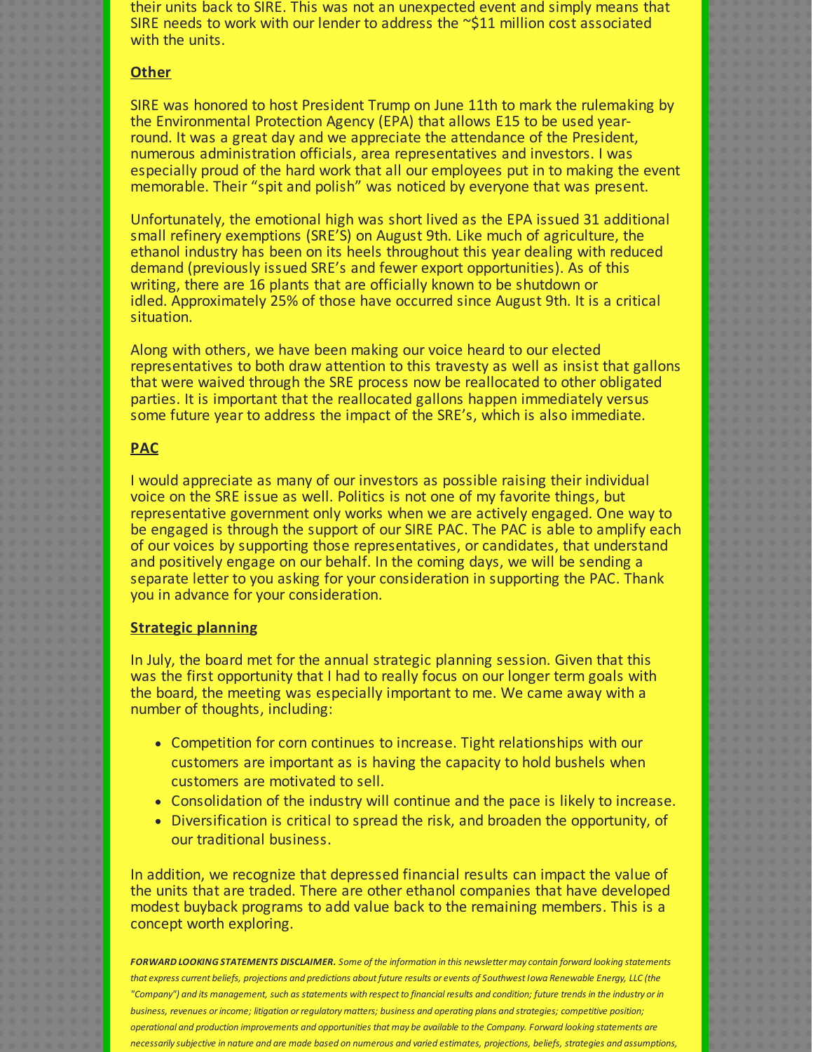their units back to SIRE. This was not an unexpected event and simply means that SIRE needs to work with our lender to address the ~$11 million cost associated with the units.

## Other

SIRE was honored to host President Trump on June 11th to mark the rulemaking by the Environmental Protection Agency (EPA) that allows E15 to be used year-round. It was a great day and we appreciate the attendance of the President, numerous administration officials, area representatives and investors. I was especially proud of the hard work that all our employees put in to making the event memorable. Their "spit and polish" was noticed by everyone that was present.

Unfortunately, the emotional high was short lived as the EPA issued 31 additional small refinery exemptions (SRE'S) on August 9th. Like much of agriculture, the ethanol industry has been on its heels throughout this year dealing with reduced demand (previously issued SRE's and fewer export opportunities). As of this writing, there are 16 plants that are officially known to be shutdown or idled. Approximately 25% of those have occurred since August 9th. It is a critical situation.

Along with others, we have been making our voice heard to our elected representatives to both draw attention to this travesty as well as insist that gallons that were waived through the SRE process now be reallocated to other obligated parties. It is important that the reallocated gallons happen immediately versus some future year to address the impact of the SRE's, which is also immediate.

## PAC

I would appreciate as many of our investors as possible raising their individual voice on the SRE issue as well. Politics is not one of my favorite things, but representative government only works when we are actively engaged. One way to be engaged is through the support of our SIRE PAC. The PAC is able to amplify each of our voices by supporting those representatives, or candidates, that understand and positively engage on our behalf. In the coming days, we will be sending a separate letter to you asking for your consideration in supporting the PAC. Thank you in advance for your consideration.

## Strategic planning

In July, the board met for the annual strategic planning session. Given that this was the first opportunity that I had to really focus on our longer term goals with the board, the meeting was especially important to me. We came away with a number of thoughts, including:

- Competition for corn continues to increase. Tight relationships with our customers are important as is having the capacity to hold bushels when customers are motivated to sell.
- Consolidation of the industry will continue and the pace is likely to increase.
- Diversification is critical to spread the risk, and broaden the opportunity, of our traditional business.

In addition, we recognize that depressed financial results can impact the value of the units that are traded. There are other ethanol companies that have developed modest buyback programs to add value back to the remaining members. This is a concept worth exploring.

***FORWARD LOOKING STATEMENTS DISCLAIMER.*** *Some of the information in this newsletter may contain forward looking statements that express current beliefs, projections and predictions about future results or events of Southwest Iowa Renewable Energy, LLC (the "Company") and its management, such as statements with respect to financial results and condition; future trends in the industry or in business, revenues or income; litigation or regulatory matters; business and operating plans and strategies; competitive position; operational and production improvements and opportunities that may be available to the Company. Forward looking statements are necessarily subjective in nature and are made based on numerous and varied estimates, projections, beliefs, strategies and assumptions,*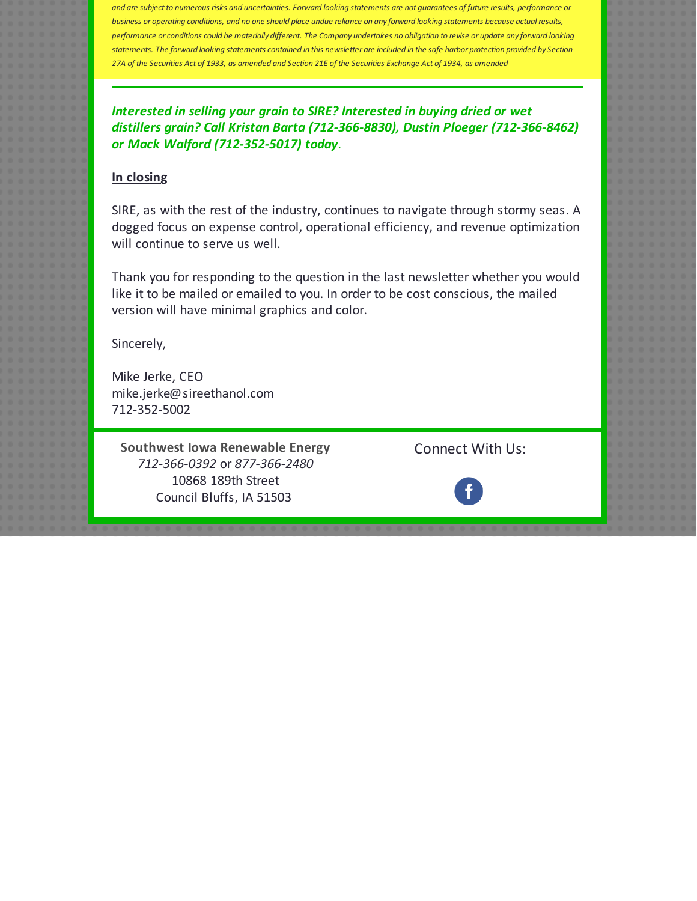*and are subject to numerous risks and uncertainties. Forward looking statements are not guarantees of future results, performance or business or operating conditions, and no one should place undue reliance on any forward looking statements because actual results, performance or conditions could be materially different. The Company undertakes no obligation to revise or update any forward looking statements. The forward looking statements contained in this newsletter are included in the safe harbor protection provided by Section 27A of the Securities Act of 1933, as amended and Section 21E of the Securities Exchange Act of 1934, as amended*

---

***Interested in selling your grain to SIRE? Interested in buying dried or wet distillers grain? Call Kristan Barta (712-366-8830), Dustin Ploeger (712-366-8462) or Mack Walford (712-352-5017) today.***

**In closing**

SIRE, as with the rest of the industry, continues to navigate through stormy seas. A dogged focus on expense control, operational efficiency, and revenue optimization will continue to serve us well.

Thank you for responding to the question in the last newsletter whether you would like it to be mailed or emailed to you. In order to be cost conscious, the mailed version will have minimal graphics and color.

Sincerely,

Mike Jerke, CEO
mike.jerke@sireethanol.com
712-352-5002

---

**Southwest Iowa Renewable Energy**
*712-366-0392* or *877-366-2480*
10868 189th Street
Council Bluffs, IA 51503

Connect With Us: